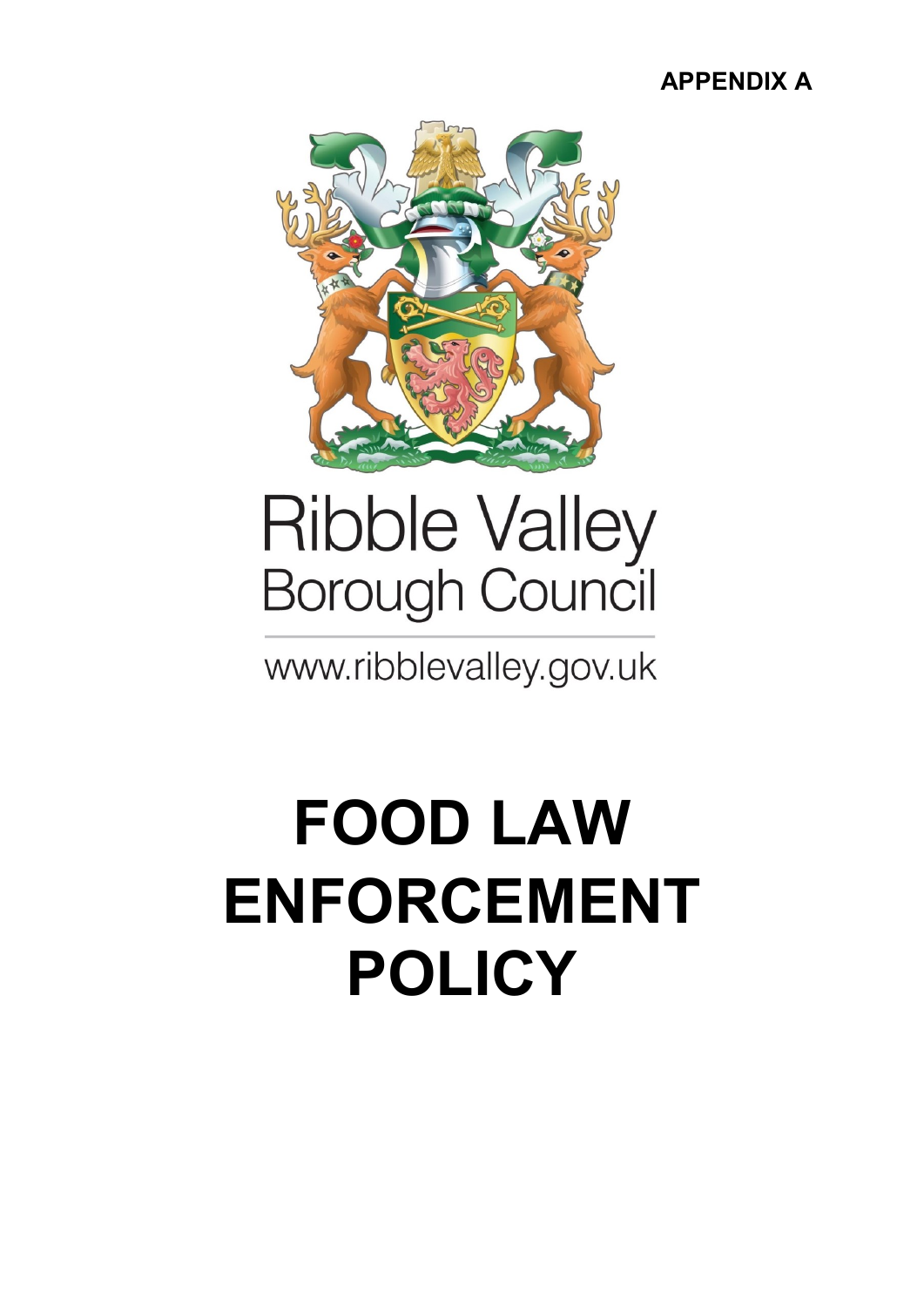**APPENDIX A**

Ribble Valley Borough Council

www.ribblevalley.gov.uk

# FOOD LAW ENFORCEMENT POLICY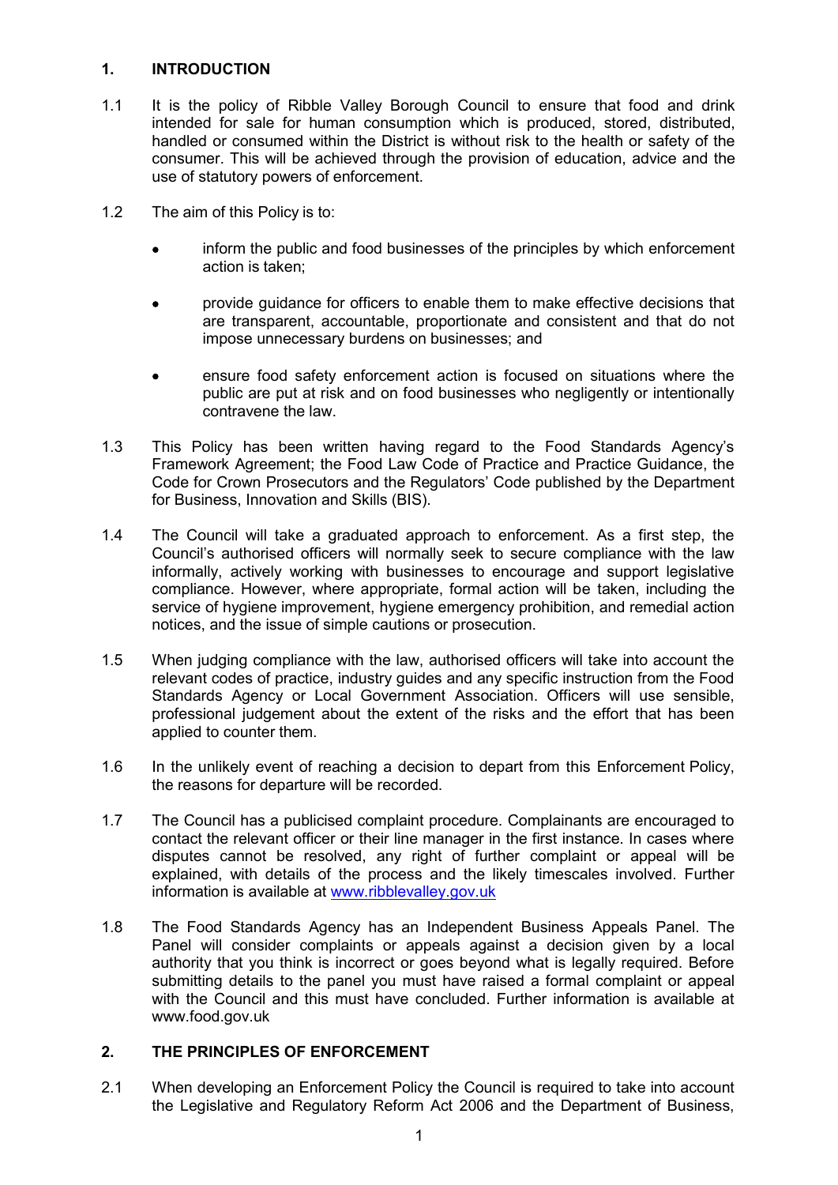## 1. INTRODUCTION

1.1 It is the policy of Ribble Valley Borough Council to ensure that food and drink intended for sale for human consumption which is produced, stored, distributed, handled or consumed within the District is without risk to the health or safety of the consumer. This will be achieved through the provision of education, advice and the use of statutory powers of enforcement.

1.2 The aim of this Policy is to:

- inform the public and food businesses of the principles by which enforcement action is taken;
- provide guidance for officers to enable them to make effective decisions that are transparent, accountable, proportionate and consistent and that do not impose unnecessary burdens on businesses; and
- ensure food safety enforcement action is focused on situations where the public are put at risk and on food businesses who negligently or intentionally contravene the law.

1.3 This Policy has been written having regard to the Food Standards Agency's Framework Agreement; the Food Law Code of Practice and Practice Guidance, the Code for Crown Prosecutors and the Regulators' Code published by the Department for Business, Innovation and Skills (BIS).

1.4 The Council will take a graduated approach to enforcement. As a first step, the Council's authorised officers will normally seek to secure compliance with the law informally, actively working with businesses to encourage and support legislative compliance. However, where appropriate, formal action will be taken, including the service of hygiene improvement, hygiene emergency prohibition, and remedial action notices, and the issue of simple cautions or prosecution.

1.5 When judging compliance with the law, authorised officers will take into account the relevant codes of practice, industry guides and any specific instruction from the Food Standards Agency or Local Government Association. Officers will use sensible, professional judgement about the extent of the risks and the effort that has been applied to counter them.

1.6 In the unlikely event of reaching a decision to depart from this Enforcement Policy, the reasons for departure will be recorded.

1.7 The Council has a publicised complaint procedure. Complainants are encouraged to contact the relevant officer or their line manager in the first instance. In cases where disputes cannot be resolved, any right of further complaint or appeal will be explained, with details of the process and the likely timescales involved. Further information is available at www.ribblevalley.gov.uk

1.8 The Food Standards Agency has an Independent Business Appeals Panel. The Panel will consider complaints or appeals against a decision given by a local authority that you think is incorrect or goes beyond what is legally required. Before submitting details to the panel you must have raised a formal complaint or appeal with the Council and this must have concluded. Further information is available at www.food.gov.uk

## 2. THE PRINCIPLES OF ENFORCEMENT

2.1 When developing an Enforcement Policy the Council is required to take into account the Legislative and Regulatory Reform Act 2006 and the Department of Business,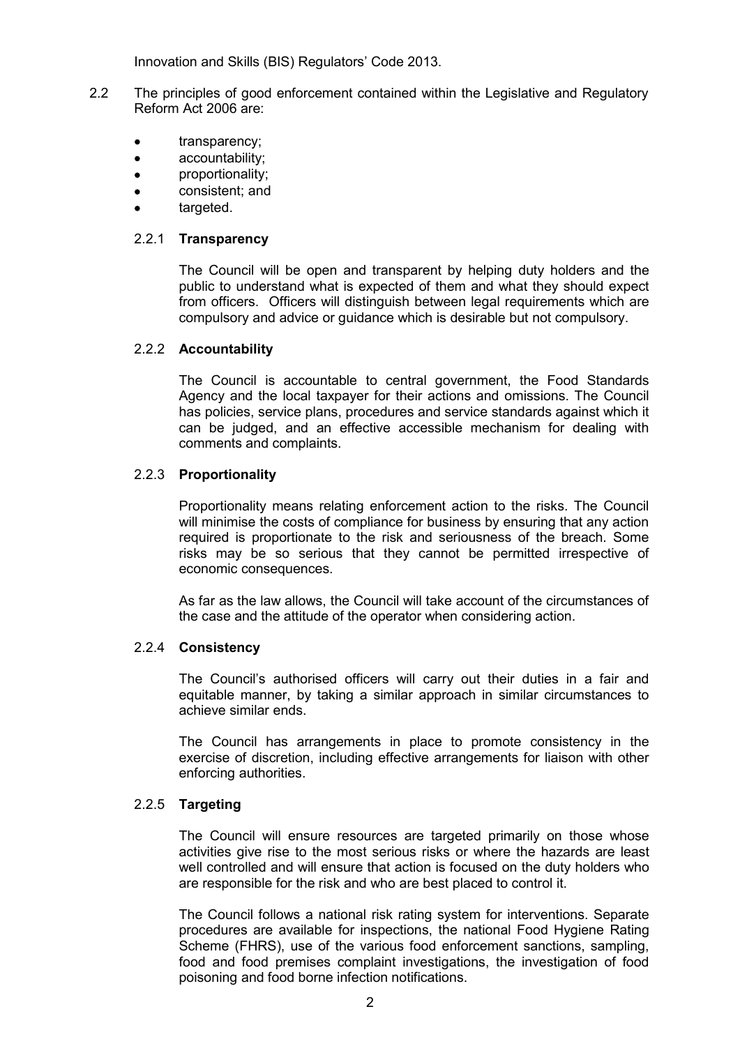Innovation and Skills (BIS) Regulators' Code 2013.

2.2 The principles of good enforcement contained within the Legislative and Regulatory Reform Act 2006 are:

- transparency;
- accountability;
- proportionality;
- consistent; and
- targeted.

### 2.2.1 Transparency

The Council will be open and transparent by helping duty holders and the public to understand what is expected of them and what they should expect from officers. Officers will distinguish between legal requirements which are compulsory and advice or guidance which is desirable but not compulsory.

### 2.2.2 Accountability

The Council is accountable to central government, the Food Standards Agency and the local taxpayer for their actions and omissions. The Council has policies, service plans, procedures and service standards against which it can be judged, and an effective accessible mechanism for dealing with comments and complaints.

### 2.2.3 Proportionality

Proportionality means relating enforcement action to the risks. The Council will minimise the costs of compliance for business by ensuring that any action required is proportionate to the risk and seriousness of the breach. Some risks may be so serious that they cannot be permitted irrespective of economic consequences.

As far as the law allows, the Council will take account of the circumstances of the case and the attitude of the operator when considering action.

### 2.2.4 Consistency

The Council's authorised officers will carry out their duties in a fair and equitable manner, by taking a similar approach in similar circumstances to achieve similar ends.

The Council has arrangements in place to promote consistency in the exercise of discretion, including effective arrangements for liaison with other enforcing authorities.

### 2.2.5 Targeting

The Council will ensure resources are targeted primarily on those whose activities give rise to the most serious risks or where the hazards are least well controlled and will ensure that action is focused on the duty holders who are responsible for the risk and who are best placed to control it.

The Council follows a national risk rating system for interventions. Separate procedures are available for inspections, the national Food Hygiene Rating Scheme (FHRS), use of the various food enforcement sanctions, sampling, food and food premises complaint investigations, the investigation of food poisoning and food borne infection notifications.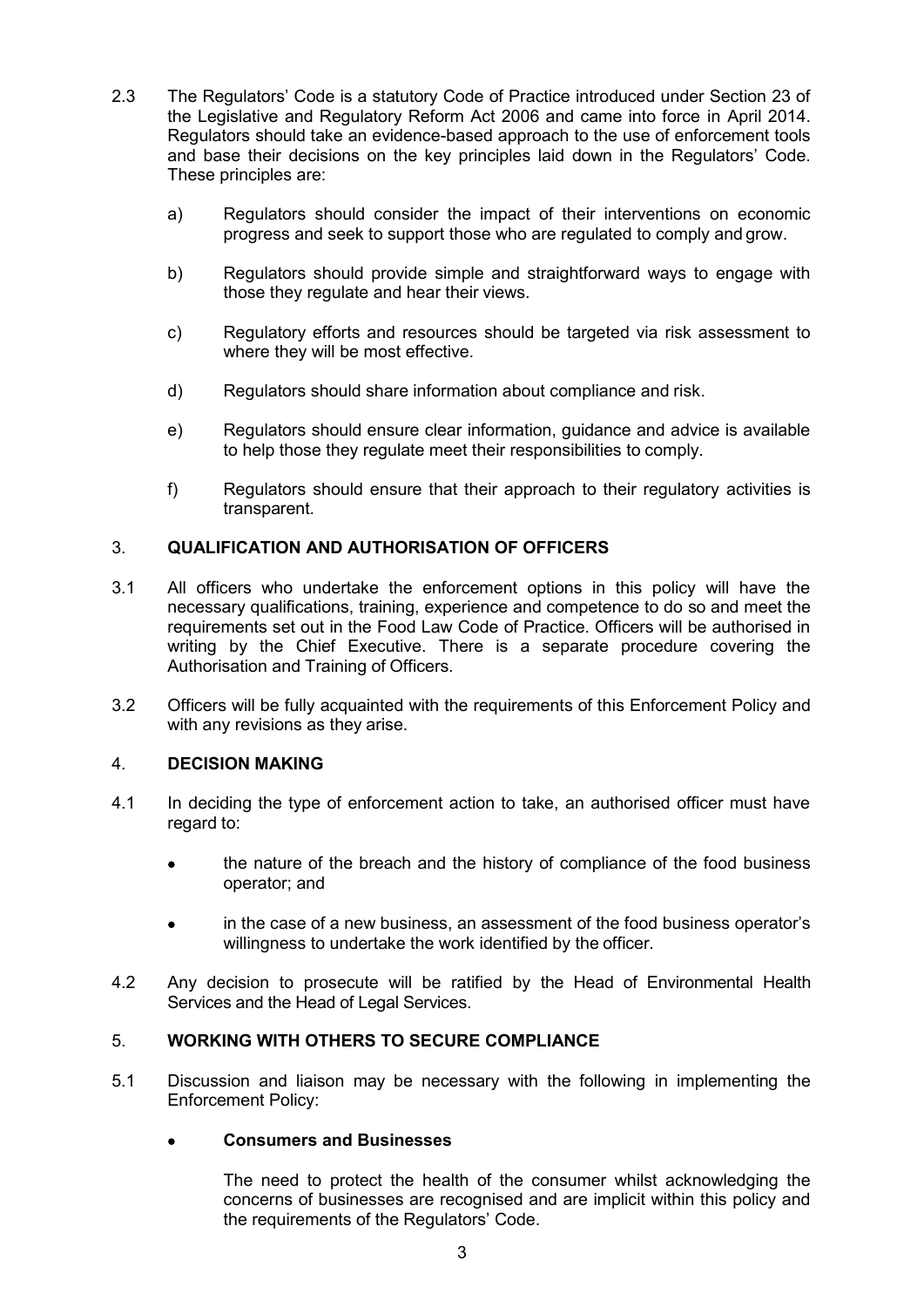2.3 The Regulators' Code is a statutory Code of Practice introduced under Section 23 of the Legislative and Regulatory Reform Act 2006 and came into force in April 2014. Regulators should take an evidence-based approach to the use of enforcement tools and base their decisions on the key principles laid down in the Regulators' Code. These principles are:

a) Regulators should consider the impact of their interventions on economic progress and seek to support those who are regulated to comply and grow.

b) Regulators should provide simple and straightforward ways to engage with those they regulate and hear their views.

c) Regulatory efforts and resources should be targeted via risk assessment to where they will be most effective.

d) Regulators should share information about compliance and risk.

e) Regulators should ensure clear information, guidance and advice is available to help those they regulate meet their responsibilities to comply.

f) Regulators should ensure that their approach to their regulatory activities is transparent.

## 3. QUALIFICATION AND AUTHORISATION OF OFFICERS

3.1 All officers who undertake the enforcement options in this policy will have the necessary qualifications, training, experience and competence to do so and meet the requirements set out in the Food Law Code of Practice. Officers will be authorised in writing by the Chief Executive. There is a separate procedure covering the Authorisation and Training of Officers.

3.2 Officers will be fully acquainted with the requirements of this Enforcement Policy and with any revisions as they arise.

## 4. DECISION MAKING

4.1 In deciding the type of enforcement action to take, an authorised officer must have regard to:

- the nature of the breach and the history of compliance of the food business operator; and
- in the case of a new business, an assessment of the food business operator's willingness to undertake the work identified by the officer.

4.2 Any decision to prosecute will be ratified by the Head of Environmental Health Services and the Head of Legal Services.

## 5. WORKING WITH OTHERS TO SECURE COMPLIANCE

5.1 Discussion and liaison may be necessary with the following in implementing the Enforcement Policy:

- **Consumers and Businesses**

  The need to protect the health of the consumer whilst acknowledging the concerns of businesses are recognised and are implicit within this policy and the requirements of the Regulators' Code.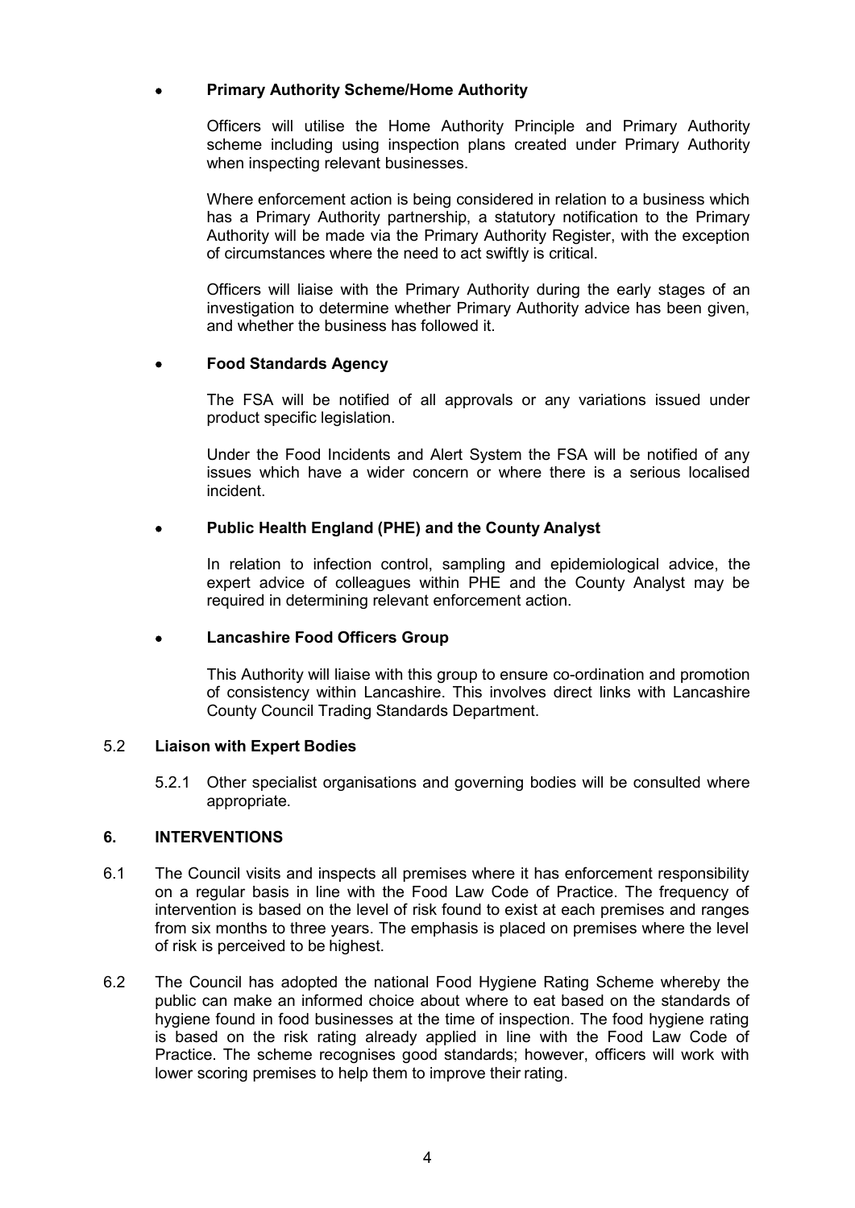- **Primary Authority Scheme/Home Authority**

  Officers will utilise the Home Authority Principle and Primary Authority scheme including using inspection plans created under Primary Authority when inspecting relevant businesses.

  Where enforcement action is being considered in relation to a business which has a Primary Authority partnership, a statutory notification to the Primary Authority will be made via the Primary Authority Register, with the exception of circumstances where the need to act swiftly is critical.

  Officers will liaise with the Primary Authority during the early stages of an investigation to determine whether Primary Authority advice has been given, and whether the business has followed it.

- **Food Standards Agency**

  The FSA will be notified of all approvals or any variations issued under product specific legislation.

  Under the Food Incidents and Alert System the FSA will be notified of any issues which have a wider concern or where there is a serious localised incident.

- **Public Health England (PHE) and the County Analyst**

  In relation to infection control, sampling and epidemiological advice, the expert advice of colleagues within PHE and the County Analyst may be required in determining relevant enforcement action.

- **Lancashire Food Officers Group**

  This Authority will liaise with this group to ensure co-ordination and promotion of consistency within Lancashire. This involves direct links with Lancashire County Council Trading Standards Department.

### 5.2 Liaison with Expert Bodies

5.2.1 Other specialist organisations and governing bodies will be consulted where appropriate.

## 6. INTERVENTIONS

6.1 The Council visits and inspects all premises where it has enforcement responsibility on a regular basis in line with the Food Law Code of Practice. The frequency of intervention is based on the level of risk found to exist at each premises and ranges from six months to three years. The emphasis is placed on premises where the level of risk is perceived to be highest.

6.2 The Council has adopted the national Food Hygiene Rating Scheme whereby the public can make an informed choice about where to eat based on the standards of hygiene found in food businesses at the time of inspection. The food hygiene rating is based on the risk rating already applied in line with the Food Law Code of Practice. The scheme recognises good standards; however, officers will work with lower scoring premises to help them to improve their rating.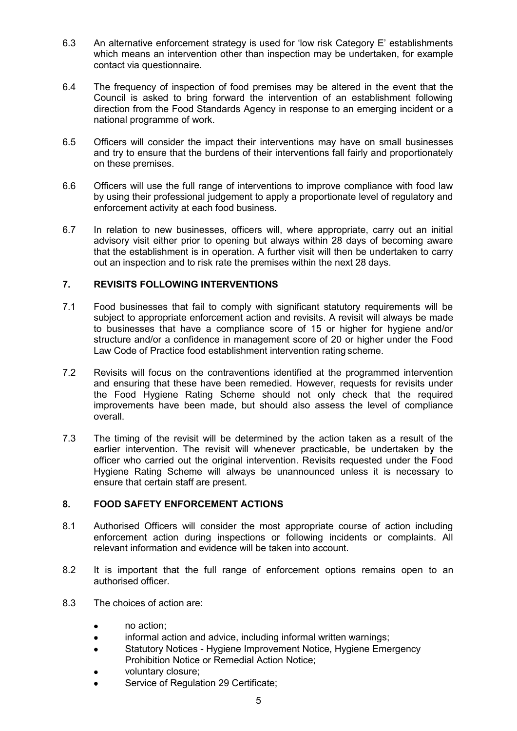6.3 An alternative enforcement strategy is used for 'low risk Category E' establishments which means an intervention other than inspection may be undertaken, for example contact via questionnaire.

6.4 The frequency of inspection of food premises may be altered in the event that the Council is asked to bring forward the intervention of an establishment following direction from the Food Standards Agency in response to an emerging incident or a national programme of work.

6.5 Officers will consider the impact their interventions may have on small businesses and try to ensure that the burdens of their interventions fall fairly and proportionately on these premises.

6.6 Officers will use the full range of interventions to improve compliance with food law by using their professional judgement to apply a proportionate level of regulatory and enforcement activity at each food business.

6.7 In relation to new businesses, officers will, where appropriate, carry out an initial advisory visit either prior to opening but always within 28 days of becoming aware that the establishment is in operation. A further visit will then be undertaken to carry out an inspection and to risk rate the premises within the next 28 days.

## 7. REVISITS FOLLOWING INTERVENTIONS

7.1 Food businesses that fail to comply with significant statutory requirements will be subject to appropriate enforcement action and revisits. A revisit will always be made to businesses that have a compliance score of 15 or higher for hygiene and/or structure and/or a confidence in management score of 20 or higher under the Food Law Code of Practice food establishment intervention rating scheme.

7.2 Revisits will focus on the contraventions identified at the programmed intervention and ensuring that these have been remedied. However, requests for revisits under the Food Hygiene Rating Scheme should not only check that the required improvements have been made, but should also assess the level of compliance overall.

7.3 The timing of the revisit will be determined by the action taken as a result of the earlier intervention. The revisit will whenever practicable, be undertaken by the officer who carried out the original intervention. Revisits requested under the Food Hygiene Rating Scheme will always be unannounced unless it is necessary to ensure that certain staff are present.

## 8. FOOD SAFETY ENFORCEMENT ACTIONS

8.1 Authorised Officers will consider the most appropriate course of action including enforcement action during inspections or following incidents or complaints. All relevant information and evidence will be taken into account.

8.2 It is important that the full range of enforcement options remains open to an authorised officer.

8.3 The choices of action are:

- no action;
- informal action and advice, including informal written warnings;
- Statutory Notices - Hygiene Improvement Notice, Hygiene Emergency Prohibition Notice or Remedial Action Notice;
- voluntary closure;
- Service of Regulation 29 Certificate;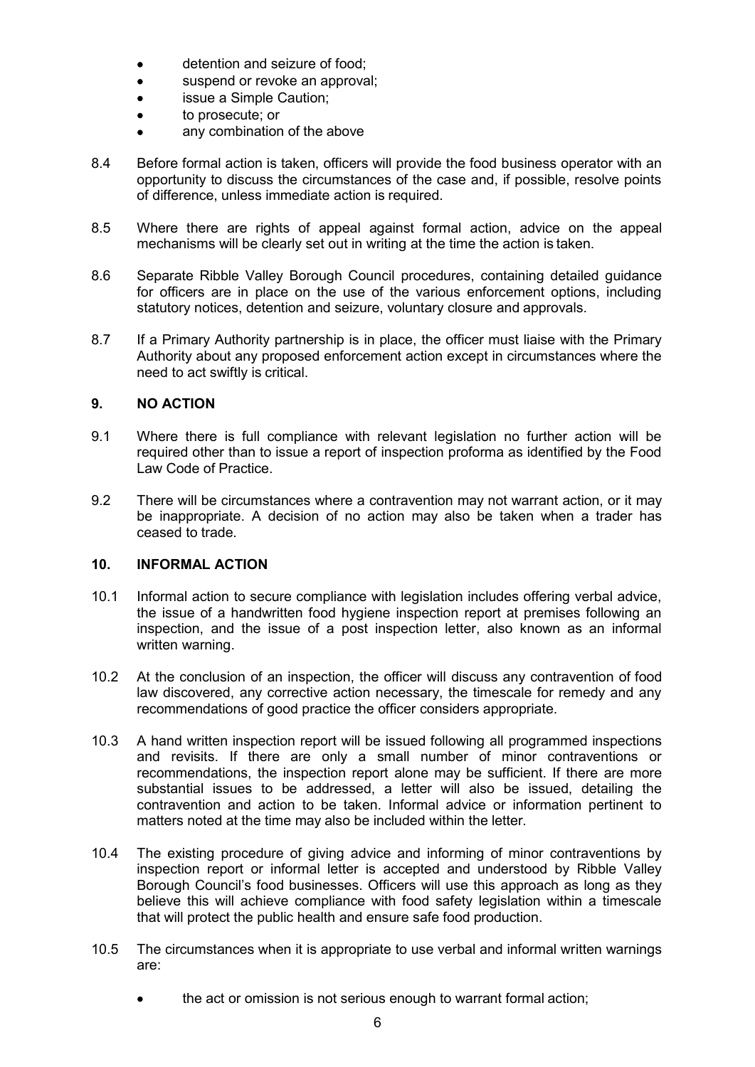- detention and seizure of food;
- suspend or revoke an approval;
- issue a Simple Caution;
- to prosecute; or
- any combination of the above

8.4 Before formal action is taken, officers will provide the food business operator with an opportunity to discuss the circumstances of the case and, if possible, resolve points of difference, unless immediate action is required.

8.5 Where there are rights of appeal against formal action, advice on the appeal mechanisms will be clearly set out in writing at the time the action is taken.

8.6 Separate Ribble Valley Borough Council procedures, containing detailed guidance for officers are in place on the use of the various enforcement options, including statutory notices, detention and seizure, voluntary closure and approvals.

8.7 If a Primary Authority partnership is in place, the officer must liaise with the Primary Authority about any proposed enforcement action except in circumstances where the need to act swiftly is critical.

## 9. NO ACTION

9.1 Where there is full compliance with relevant legislation no further action will be required other than to issue a report of inspection proforma as identified by the Food Law Code of Practice.

9.2 There will be circumstances where a contravention may not warrant action, or it may be inappropriate. A decision of no action may also be taken when a trader has ceased to trade.

## 10. INFORMAL ACTION

10.1 Informal action to secure compliance with legislation includes offering verbal advice, the issue of a handwritten food hygiene inspection report at premises following an inspection, and the issue of a post inspection letter, also known as an informal written warning.

10.2 At the conclusion of an inspection, the officer will discuss any contravention of food law discovered, any corrective action necessary, the timescale for remedy and any recommendations of good practice the officer considers appropriate.

10.3 A hand written inspection report will be issued following all programmed inspections and revisits. If there are only a small number of minor contraventions or recommendations, the inspection report alone may be sufficient. If there are more substantial issues to be addressed, a letter will also be issued, detailing the contravention and action to be taken. Informal advice or information pertinent to matters noted at the time may also be included within the letter.

10.4 The existing procedure of giving advice and informing of minor contraventions by inspection report or informal letter is accepted and understood by Ribble Valley Borough Council's food businesses. Officers will use this approach as long as they believe this will achieve compliance with food safety legislation within a timescale that will protect the public health and ensure safe food production.

10.5 The circumstances when it is appropriate to use verbal and informal written warnings are:

- the act or omission is not serious enough to warrant formal action;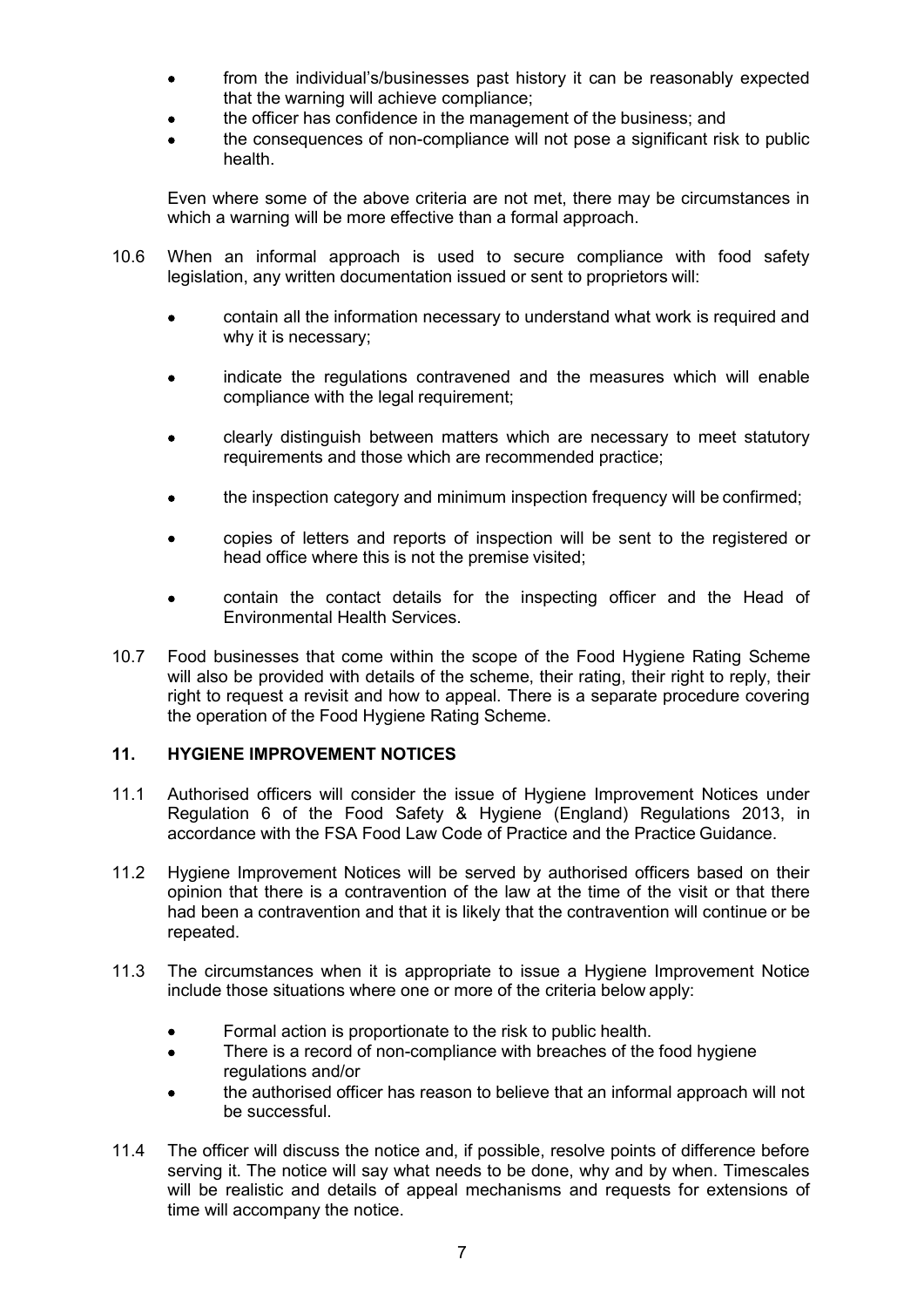- from the individual's/businesses past history it can be reasonably expected that the warning will achieve compliance;
- the officer has confidence in the management of the business; and
- the consequences of non-compliance will not pose a significant risk to public health.

Even where some of the above criteria are not met, there may be circumstances in which a warning will be more effective than a formal approach.

10.6 When an informal approach is used to secure compliance with food safety legislation, any written documentation issued or sent to proprietors will:

- contain all the information necessary to understand what work is required and why it is necessary;
- indicate the regulations contravened and the measures which will enable compliance with the legal requirement;
- clearly distinguish between matters which are necessary to meet statutory requirements and those which are recommended practice;
- the inspection category and minimum inspection frequency will be confirmed;
- copies of letters and reports of inspection will be sent to the registered or head office where this is not the premise visited;
- contain the contact details for the inspecting officer and the Head of Environmental Health Services.

10.7 Food businesses that come within the scope of the Food Hygiene Rating Scheme will also be provided with details of the scheme, their rating, their right to reply, their right to request a revisit and how to appeal. There is a separate procedure covering the operation of the Food Hygiene Rating Scheme.

## 11. HYGIENE IMPROVEMENT NOTICES

11.1 Authorised officers will consider the issue of Hygiene Improvement Notices under Regulation 6 of the Food Safety & Hygiene (England) Regulations 2013, in accordance with the FSA Food Law Code of Practice and the Practice Guidance.

11.2 Hygiene Improvement Notices will be served by authorised officers based on their opinion that there is a contravention of the law at the time of the visit or that there had been a contravention and that it is likely that the contravention will continue or be repeated.

11.3 The circumstances when it is appropriate to issue a Hygiene Improvement Notice include those situations where one or more of the criteria below apply:

- Formal action is proportionate to the risk to public health.
- There is a record of non-compliance with breaches of the food hygiene regulations and/or
- the authorised officer has reason to believe that an informal approach will not be successful.

11.4 The officer will discuss the notice and, if possible, resolve points of difference before serving it. The notice will say what needs to be done, why and by when. Timescales will be realistic and details of appeal mechanisms and requests for extensions of time will accompany the notice.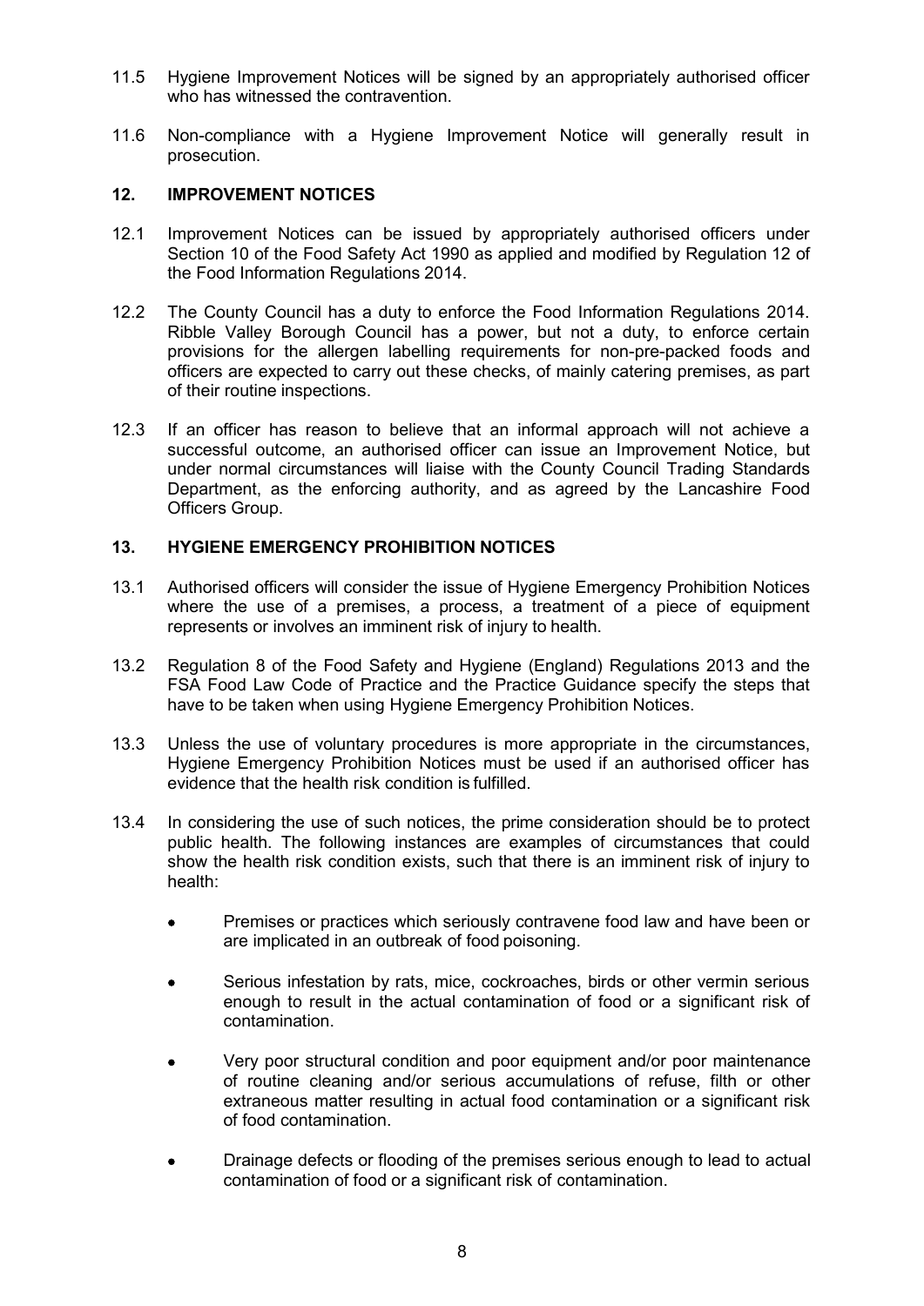11.5 Hygiene Improvement Notices will be signed by an appropriately authorised officer who has witnessed the contravention.

11.6 Non-compliance with a Hygiene Improvement Notice will generally result in prosecution.

## 12. IMPROVEMENT NOTICES

12.1 Improvement Notices can be issued by appropriately authorised officers under Section 10 of the Food Safety Act 1990 as applied and modified by Regulation 12 of the Food Information Regulations 2014.

12.2 The County Council has a duty to enforce the Food Information Regulations 2014. Ribble Valley Borough Council has a power, but not a duty, to enforce certain provisions for the allergen labelling requirements for non-pre-packed foods and officers are expected to carry out these checks, of mainly catering premises, as part of their routine inspections.

12.3 If an officer has reason to believe that an informal approach will not achieve a successful outcome, an authorised officer can issue an Improvement Notice, but under normal circumstances will liaise with the County Council Trading Standards Department, as the enforcing authority, and as agreed by the Lancashire Food Officers Group.

## 13. HYGIENE EMERGENCY PROHIBITION NOTICES

13.1 Authorised officers will consider the issue of Hygiene Emergency Prohibition Notices where the use of a premises, a process, a treatment of a piece of equipment represents or involves an imminent risk of injury to health.

13.2 Regulation 8 of the Food Safety and Hygiene (England) Regulations 2013 and the FSA Food Law Code of Practice and the Practice Guidance specify the steps that have to be taken when using Hygiene Emergency Prohibition Notices.

13.3 Unless the use of voluntary procedures is more appropriate in the circumstances, Hygiene Emergency Prohibition Notices must be used if an authorised officer has evidence that the health risk condition is fulfilled.

13.4 In considering the use of such notices, the prime consideration should be to protect public health. The following instances are examples of circumstances that could show the health risk condition exists, such that there is an imminent risk of injury to health:

- Premises or practices which seriously contravene food law and have been or are implicated in an outbreak of food poisoning.
- Serious infestation by rats, mice, cockroaches, birds or other vermin serious enough to result in the actual contamination of food or a significant risk of contamination.
- Very poor structural condition and poor equipment and/or poor maintenance of routine cleaning and/or serious accumulations of refuse, filth or other extraneous matter resulting in actual food contamination or a significant risk of food contamination.
- Drainage defects or flooding of the premises serious enough to lead to actual contamination of food or a significant risk of contamination.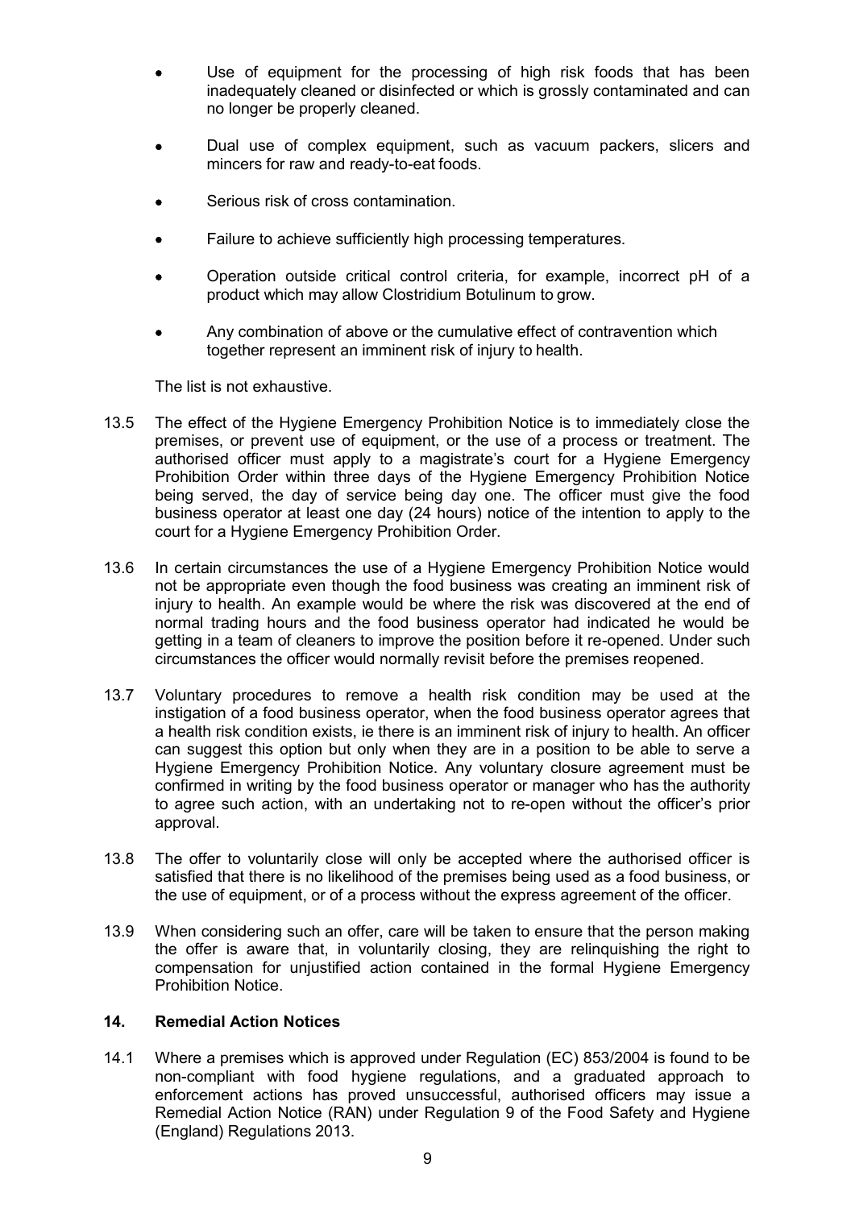- Use of equipment for the processing of high risk foods that has been inadequately cleaned or disinfected or which is grossly contaminated and can no longer be properly cleaned.
- Dual use of complex equipment, such as vacuum packers, slicers and mincers for raw and ready-to-eat foods.
- Serious risk of cross contamination.
- Failure to achieve sufficiently high processing temperatures.
- Operation outside critical control criteria, for example, incorrect pH of a product which may allow Clostridium Botulinum to grow.
- Any combination of above or the cumulative effect of contravention which together represent an imminent risk of injury to health.

The list is not exhaustive.

13.5 The effect of the Hygiene Emergency Prohibition Notice is to immediately close the premises, or prevent use of equipment, or the use of a process or treatment. The authorised officer must apply to a magistrate's court for a Hygiene Emergency Prohibition Order within three days of the Hygiene Emergency Prohibition Notice being served, the day of service being day one. The officer must give the food business operator at least one day (24 hours) notice of the intention to apply to the court for a Hygiene Emergency Prohibition Order.

13.6 In certain circumstances the use of a Hygiene Emergency Prohibition Notice would not be appropriate even though the food business was creating an imminent risk of injury to health. An example would be where the risk was discovered at the end of normal trading hours and the food business operator had indicated he would be getting in a team of cleaners to improve the position before it re-opened. Under such circumstances the officer would normally revisit before the premises reopened.

13.7 Voluntary procedures to remove a health risk condition may be used at the instigation of a food business operator, when the food business operator agrees that a health risk condition exists, ie there is an imminent risk of injury to health. An officer can suggest this option but only when they are in a position to be able to serve a Hygiene Emergency Prohibition Notice. Any voluntary closure agreement must be confirmed in writing by the food business operator or manager who has the authority to agree such action, with an undertaking not to re-open without the officer's prior approval.

13.8 The offer to voluntarily close will only be accepted where the authorised officer is satisfied that there is no likelihood of the premises being used as a food business, or the use of equipment, or of a process without the express agreement of the officer.

13.9 When considering such an offer, care will be taken to ensure that the person making the offer is aware that, in voluntarily closing, they are relinquishing the right to compensation for unjustified action contained in the formal Hygiene Emergency Prohibition Notice.

## 14. Remedial Action Notices

14.1 Where a premises which is approved under Regulation (EC) 853/2004 is found to be non-compliant with food hygiene regulations, and a graduated approach to enforcement actions has proved unsuccessful, authorised officers may issue a Remedial Action Notice (RAN) under Regulation 9 of the Food Safety and Hygiene (England) Regulations 2013.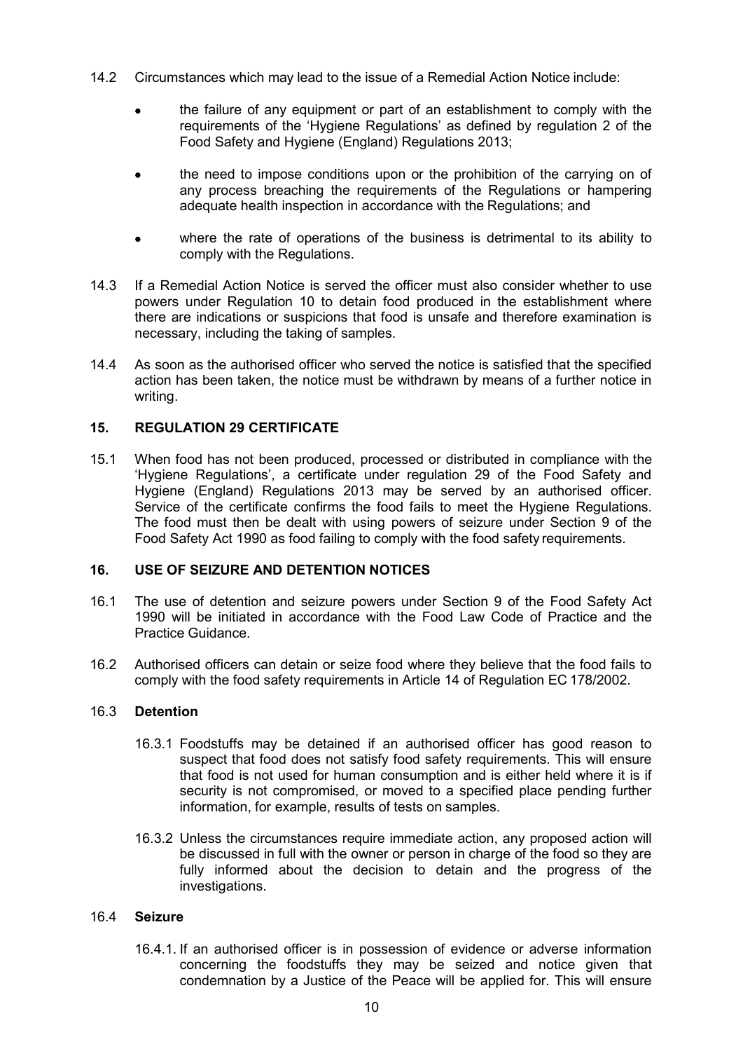14.2 Circumstances which may lead to the issue of a Remedial Action Notice include:

- the failure of any equipment or part of an establishment to comply with the requirements of the 'Hygiene Regulations' as defined by regulation 2 of the Food Safety and Hygiene (England) Regulations 2013;
- the need to impose conditions upon or the prohibition of the carrying on of any process breaching the requirements of the Regulations or hampering adequate health inspection in accordance with the Regulations; and
- where the rate of operations of the business is detrimental to its ability to comply with the Regulations.

14.3 If a Remedial Action Notice is served the officer must also consider whether to use powers under Regulation 10 to detain food produced in the establishment where there are indications or suspicions that food is unsafe and therefore examination is necessary, including the taking of samples.

14.4 As soon as the authorised officer who served the notice is satisfied that the specified action has been taken, the notice must be withdrawn by means of a further notice in writing.

## 15. REGULATION 29 CERTIFICATE

15.1 When food has not been produced, processed or distributed in compliance with the 'Hygiene Regulations', a certificate under regulation 29 of the Food Safety and Hygiene (England) Regulations 2013 may be served by an authorised officer. Service of the certificate confirms the food fails to meet the Hygiene Regulations. The food must then be dealt with using powers of seizure under Section 9 of the Food Safety Act 1990 as food failing to comply with the food safety requirements.

## 16. USE OF SEIZURE AND DETENTION NOTICES

16.1 The use of detention and seizure powers under Section 9 of the Food Safety Act 1990 will be initiated in accordance with the Food Law Code of Practice and the Practice Guidance.

16.2 Authorised officers can detain or seize food where they believe that the food fails to comply with the food safety requirements in Article 14 of Regulation EC 178/2002.

### 16.3 Detention

16.3.1 Foodstuffs may be detained if an authorised officer has good reason to suspect that food does not satisfy food safety requirements. This will ensure that food is not used for human consumption and is either held where it is if security is not compromised, or moved to a specified place pending further information, for example, results of tests on samples.

16.3.2 Unless the circumstances require immediate action, any proposed action will be discussed in full with the owner or person in charge of the food so they are fully informed about the decision to detain and the progress of the investigations.

### 16.4 Seizure

16.4.1. If an authorised officer is in possession of evidence or adverse information concerning the foodstuffs they may be seized and notice given that condemnation by a Justice of the Peace will be applied for. This will ensure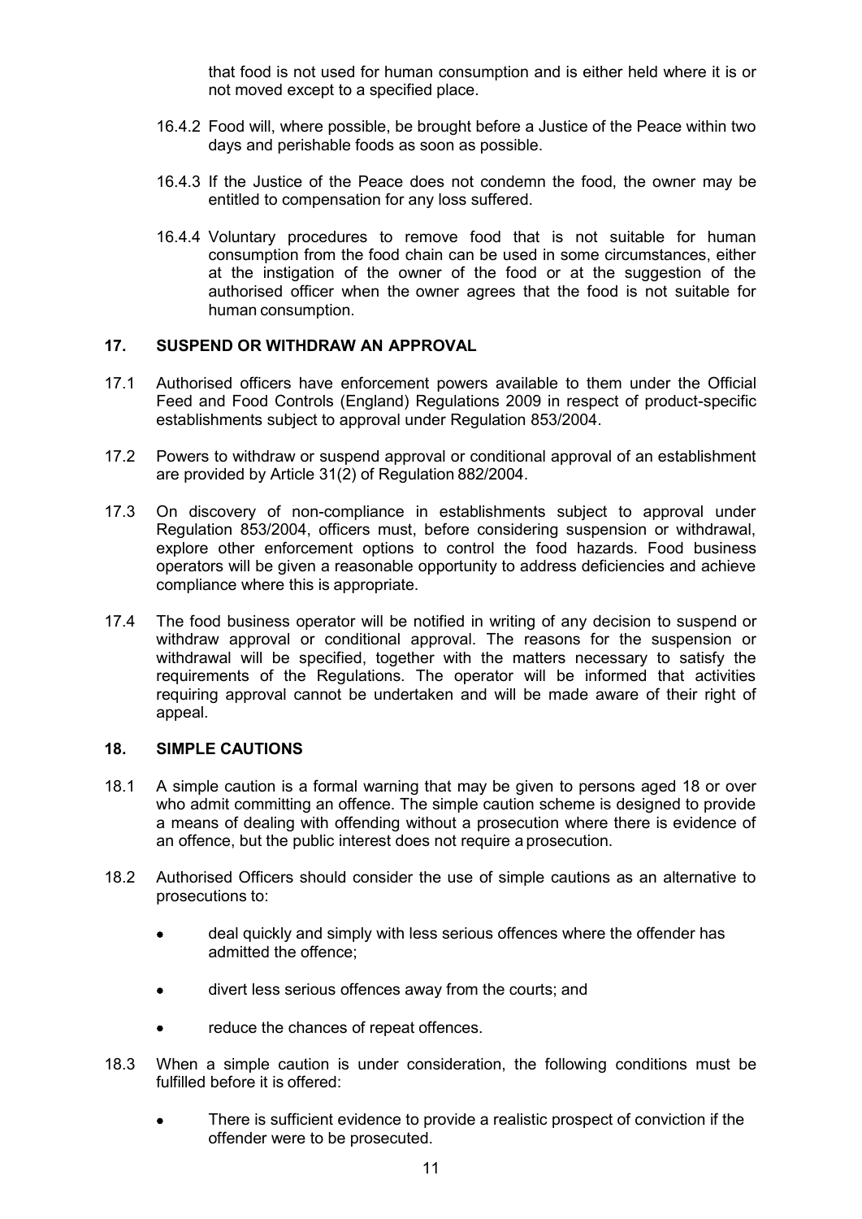that food is not used for human consumption and is either held where it is or not moved except to a specified place.

16.4.2 Food will, where possible, be brought before a Justice of the Peace within two days and perishable foods as soon as possible.

16.4.3 If the Justice of the Peace does not condemn the food, the owner may be entitled to compensation for any loss suffered.

16.4.4 Voluntary procedures to remove food that is not suitable for human consumption from the food chain can be used in some circumstances, either at the instigation of the owner of the food or at the suggestion of the authorised officer when the owner agrees that the food is not suitable for human consumption.

## 17. SUSPEND OR WITHDRAW AN APPROVAL

17.1 Authorised officers have enforcement powers available to them under the Official Feed and Food Controls (England) Regulations 2009 in respect of product-specific establishments subject to approval under Regulation 853/2004.

17.2 Powers to withdraw or suspend approval or conditional approval of an establishment are provided by Article 31(2) of Regulation 882/2004.

17.3 On discovery of non-compliance in establishments subject to approval under Regulation 853/2004, officers must, before considering suspension or withdrawal, explore other enforcement options to control the food hazards. Food business operators will be given a reasonable opportunity to address deficiencies and achieve compliance where this is appropriate.

17.4 The food business operator will be notified in writing of any decision to suspend or withdraw approval or conditional approval. The reasons for the suspension or withdrawal will be specified, together with the matters necessary to satisfy the requirements of the Regulations. The operator will be informed that activities requiring approval cannot be undertaken and will be made aware of their right of appeal.

## 18. SIMPLE CAUTIONS

18.1 A simple caution is a formal warning that may be given to persons aged 18 or over who admit committing an offence. The simple caution scheme is designed to provide a means of dealing with offending without a prosecution where there is evidence of an offence, but the public interest does not require a prosecution.

18.2 Authorised Officers should consider the use of simple cautions as an alternative to prosecutions to:

- deal quickly and simply with less serious offences where the offender has admitted the offence;
- divert less serious offences away from the courts; and
- reduce the chances of repeat offences.

18.3 When a simple caution is under consideration, the following conditions must be fulfilled before it is offered:

- There is sufficient evidence to provide a realistic prospect of conviction if the offender were to be prosecuted.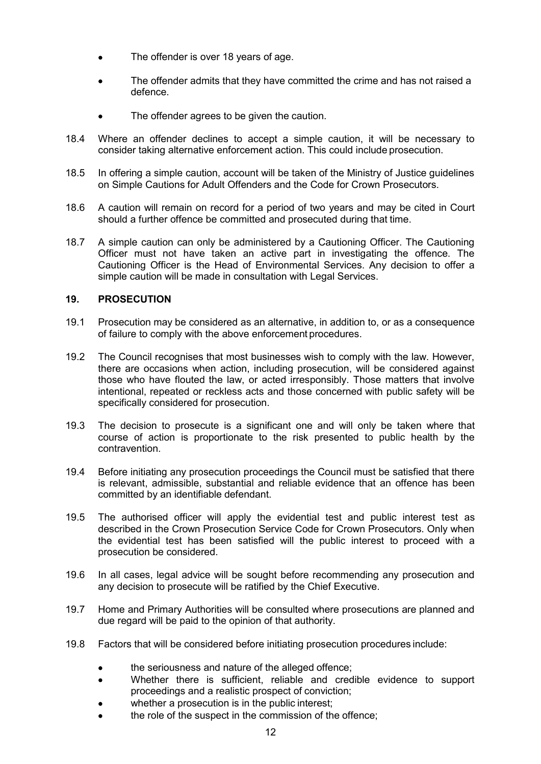- The offender is over 18 years of age.
- The offender admits that they have committed the crime and has not raised a defence.
- The offender agrees to be given the caution.

18.4 Where an offender declines to accept a simple caution, it will be necessary to consider taking alternative enforcement action. This could include prosecution.

18.5 In offering a simple caution, account will be taken of the Ministry of Justice guidelines on Simple Cautions for Adult Offenders and the Code for Crown Prosecutors.

18.6 A caution will remain on record for a period of two years and may be cited in Court should a further offence be committed and prosecuted during that time.

18.7 A simple caution can only be administered by a Cautioning Officer. The Cautioning Officer must not have taken an active part in investigating the offence. The Cautioning Officer is the Head of Environmental Services. Any decision to offer a simple caution will be made in consultation with Legal Services.

## 19. PROSECUTION

19.1 Prosecution may be considered as an alternative, in addition to, or as a consequence of failure to comply with the above enforcement procedures.

19.2 The Council recognises that most businesses wish to comply with the law. However, there are occasions when action, including prosecution, will be considered against those who have flouted the law, or acted irresponsibly. Those matters that involve intentional, repeated or reckless acts and those concerned with public safety will be specifically considered for prosecution.

19.3 The decision to prosecute is a significant one and will only be taken where that course of action is proportionate to the risk presented to public health by the contravention.

19.4 Before initiating any prosecution proceedings the Council must be satisfied that there is relevant, admissible, substantial and reliable evidence that an offence has been committed by an identifiable defendant.

19.5 The authorised officer will apply the evidential test and public interest test as described in the Crown Prosecution Service Code for Crown Prosecutors. Only when the evidential test has been satisfied will the public interest to proceed with a prosecution be considered.

19.6 In all cases, legal advice will be sought before recommending any prosecution and any decision to prosecute will be ratified by the Chief Executive.

19.7 Home and Primary Authorities will be consulted where prosecutions are planned and due regard will be paid to the opinion of that authority.

19.8 Factors that will be considered before initiating prosecution procedures include:

- the seriousness and nature of the alleged offence;
- Whether there is sufficient, reliable and credible evidence to support proceedings and a realistic prospect of conviction;
- whether a prosecution is in the public interest;
- the role of the suspect in the commission of the offence;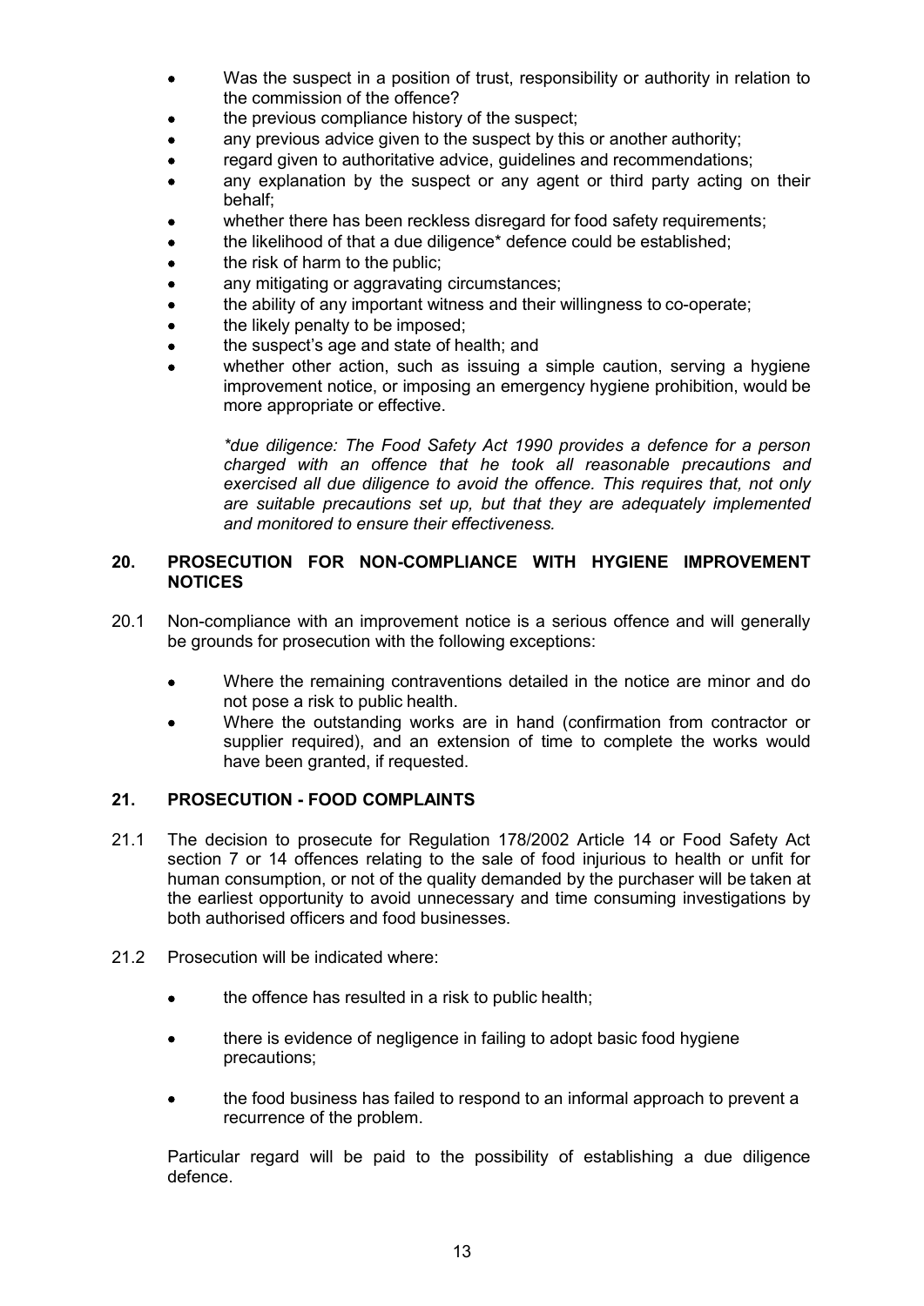- Was the suspect in a position of trust, responsibility or authority in relation to the commission of the offence?
- the previous compliance history of the suspect;
- any previous advice given to the suspect by this or another authority;
- regard given to authoritative advice, guidelines and recommendations;
- any explanation by the suspect or any agent or third party acting on their behalf;
- whether there has been reckless disregard for food safety requirements;
- the likelihood of that a due diligence* defence could be established;
- the risk of harm to the public;
- any mitigating or aggravating circumstances;
- the ability of any important witness and their willingness to co-operate;
- the likely penalty to be imposed;
- the suspect's age and state of health; and
- whether other action, such as issuing a simple caution, serving a hygiene improvement notice, or imposing an emergency hygiene prohibition, would be more appropriate or effective.

*\*due diligence: The Food Safety Act 1990 provides a defence for a person charged with an offence that he took all reasonable precautions and exercised all due diligence to avoid the offence. This requires that, not only are suitable precautions set up, but that they are adequately implemented and monitored to ensure their effectiveness.*

## 20. PROSECUTION FOR NON-COMPLIANCE WITH HYGIENE IMPROVEMENT NOTICES

20.1 Non-compliance with an improvement notice is a serious offence and will generally be grounds for prosecution with the following exceptions:

- Where the remaining contraventions detailed in the notice are minor and do not pose a risk to public health.
- Where the outstanding works are in hand (confirmation from contractor or supplier required), and an extension of time to complete the works would have been granted, if requested.

## 21. PROSECUTION - FOOD COMPLAINTS

21.1 The decision to prosecute for Regulation 178/2002 Article 14 or Food Safety Act section 7 or 14 offences relating to the sale of food injurious to health or unfit for human consumption, or not of the quality demanded by the purchaser will be taken at the earliest opportunity to avoid unnecessary and time consuming investigations by both authorised officers and food businesses.

21.2 Prosecution will be indicated where:

- the offence has resulted in a risk to public health;
- there is evidence of negligence in failing to adopt basic food hygiene precautions;
- the food business has failed to respond to an informal approach to prevent a recurrence of the problem.

Particular regard will be paid to the possibility of establishing a due diligence defence.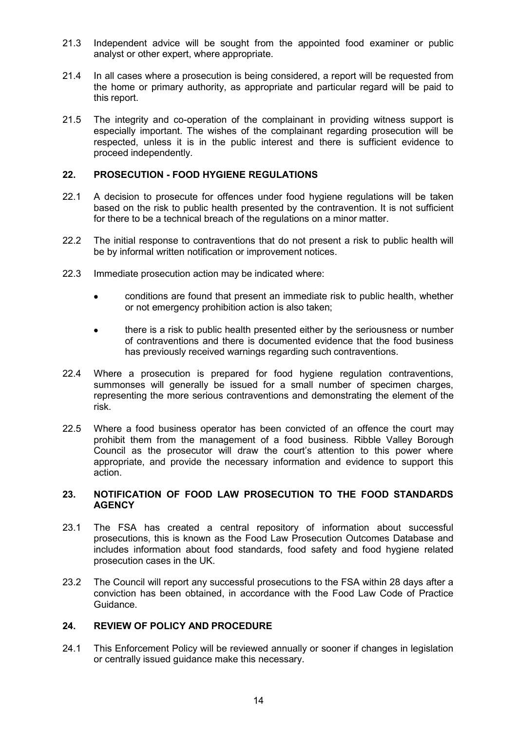21.3 Independent advice will be sought from the appointed food examiner or public analyst or other expert, where appropriate.

21.4 In all cases where a prosecution is being considered, a report will be requested from the home or primary authority, as appropriate and particular regard will be paid to this report.

21.5 The integrity and co-operation of the complainant in providing witness support is especially important. The wishes of the complainant regarding prosecution will be respected, unless it is in the public interest and there is sufficient evidence to proceed independently.

## 22. PROSECUTION - FOOD HYGIENE REGULATIONS

22.1 A decision to prosecute for offences under food hygiene regulations will be taken based on the risk to public health presented by the contravention. It is not sufficient for there to be a technical breach of the regulations on a minor matter.

22.2 The initial response to contraventions that do not present a risk to public health will be by informal written notification or improvement notices.

22.3 Immediate prosecution action may be indicated where:

- conditions are found that present an immediate risk to public health, whether or not emergency prohibition action is also taken;
- there is a risk to public health presented either by the seriousness or number of contraventions and there is documented evidence that the food business has previously received warnings regarding such contraventions.

22.4 Where a prosecution is prepared for food hygiene regulation contraventions, summonses will generally be issued for a small number of specimen charges, representing the more serious contraventions and demonstrating the element of the risk.

22.5 Where a food business operator has been convicted of an offence the court may prohibit them from the management of a food business. Ribble Valley Borough Council as the prosecutor will draw the court's attention to this power where appropriate, and provide the necessary information and evidence to support this action.

## 23. NOTIFICATION OF FOOD LAW PROSECUTION TO THE FOOD STANDARDS AGENCY

23.1 The FSA has created a central repository of information about successful prosecutions, this is known as the Food Law Prosecution Outcomes Database and includes information about food standards, food safety and food hygiene related prosecution cases in the UK.

23.2 The Council will report any successful prosecutions to the FSA within 28 days after a conviction has been obtained, in accordance with the Food Law Code of Practice Guidance.

## 24. REVIEW OF POLICY AND PROCEDURE

24.1 This Enforcement Policy will be reviewed annually or sooner if changes in legislation or centrally issued guidance make this necessary.